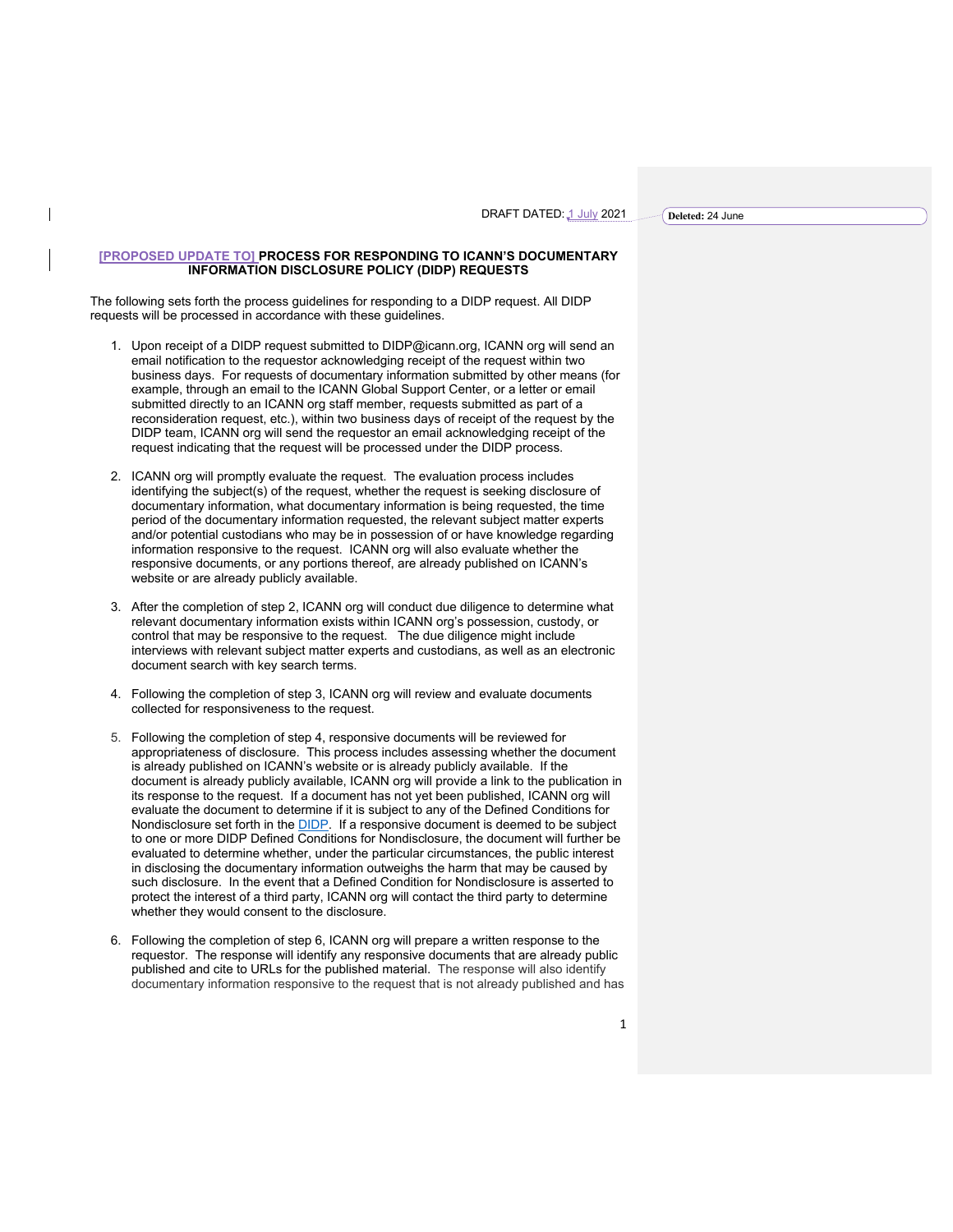DRAFT DATED: 1 July 2021

Deleted: 24 June

**[PROPOSED UPDATE TO] PROCESS FOR RESPONDING TO ICANN'S DOCUMENTARY INFORMATION DISCLOSURE POLICY (DIDP) REQUESTS**

The following sets forth the process guidelines for responding to a DIDP request. All DIDP requests will be processed in accordance with these guidelines.

1. Upon receipt of a DIDP request submitted to DIDP@icann.org, ICANN org will send an email notification to the requestor acknowledging receipt of the request within two business days. For requests of documentary information submitted by other means (for example, through an email to the ICANN Global Support Center, or a letter or email submitted directly to an ICANN org staff member, requests submitted as part of a reconsideration request, etc.), within two business days of receipt of the request by the DIDP team, ICANN org will send the requestor an email acknowledging receipt of the request indicating that the request will be processed under the DIDP process.

2. ICANN org will promptly evaluate the request. The evaluation process includes identifying the subject(s) of the request, whether the request is seeking disclosure of documentary information, what documentary information is being requested, the time period of the documentary information requested, the relevant subject matter experts and/or potential custodians who may be in possession of or have knowledge regarding information responsive to the request. ICANN org will also evaluate whether the responsive documents, or any portions thereof, are already published on ICANN's website or are already publicly available.

3. After the completion of step 2, ICANN org will conduct due diligence to determine what relevant documentary information exists within ICANN org's possession, custody, or control that may be responsive to the request. The due diligence might include interviews with relevant subject matter experts and custodians, as well as an electronic document search with key search terms.

4. Following the completion of step 3, ICANN org will review and evaluate documents collected for responsiveness to the request.

5. Following the completion of step 4, responsive documents will be reviewed for appropriateness of disclosure. This process includes assessing whether the document is already published on ICANN's website or is already publicly available. If the document is already publicly available, ICANN org will provide a link to the publication in its response to the request. If a document has not yet been published, ICANN org will evaluate the document to determine if it is subject to any of the Defined Conditions for Nondisclosure set forth in the DIDP. If a responsive document is deemed to be subject to one or more DIDP Defined Conditions for Nondisclosure, the document will further be evaluated to determine whether, under the particular circumstances, the public interest in disclosing the documentary information outweighs the harm that may be caused by such disclosure. In the event that a Defined Condition for Nondisclosure is asserted to protect the interest of a third party, ICANN org will contact the third party to determine whether they would consent to the disclosure.

6. Following the completion of step 6, ICANN org will prepare a written response to the requestor. The response will identify any responsive documents that are already public published and cite to URLs for the published material. The response will also identify documentary information responsive to the request that is not already published and has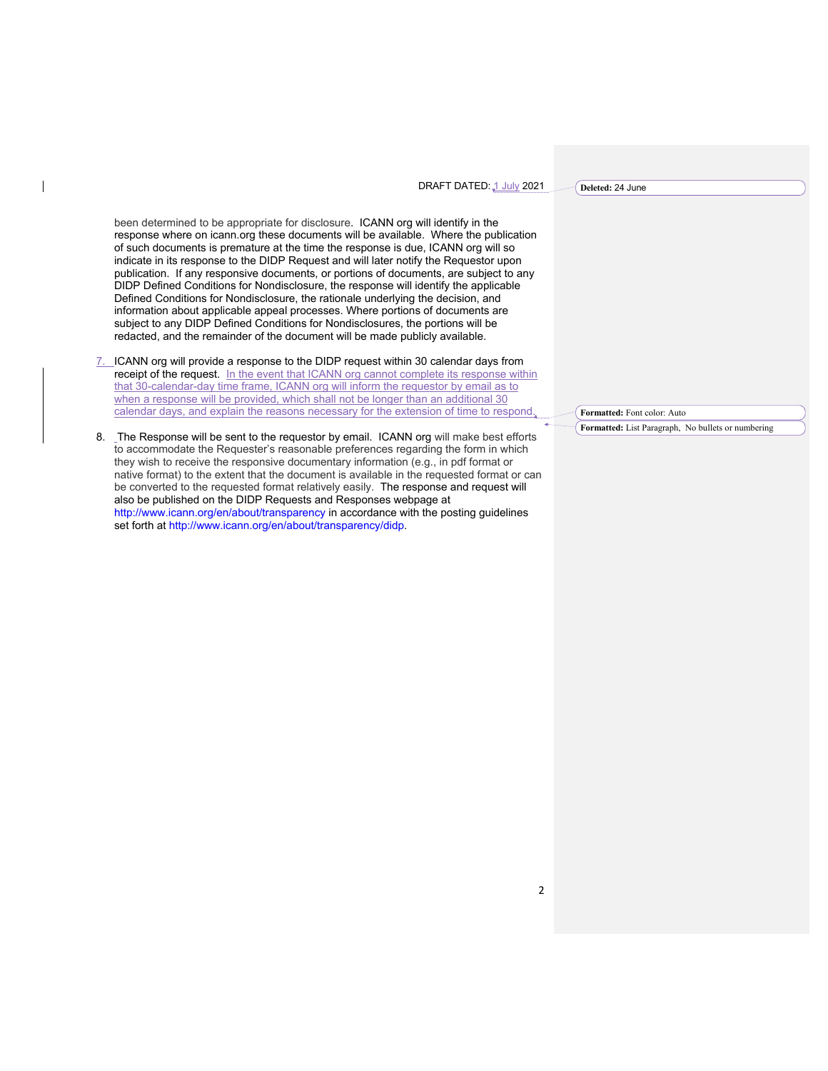been determined to be appropriate for disclosure. ICANN org will identify in the response where on icann.org these documents will be available. Where the publication of such documents is premature at the time the response is due, ICANN org will so indicate in its response to the DIDP Request and will later notify the Requestor upon publication. If any responsive documents, or portions of documents, are subject to any DIDP Defined Conditions for Nondisclosure, the response will identify the applicable Defined Conditions for Nondisclosure, the rationale underlying the decision, and information about applicable appeal processes. Where portions of documents are subject to any DIDP Defined Conditions for Nondisclosures, the portions will be redacted, and the remainder of the document will be made publicly available.

7. ICANN org will provide a response to the DIDP request within 30 calendar days from receipt of the request. In the event that ICANN org cannot complete its response within that 30-calendar-day time frame, ICANN org will inform the requestor by email as to when a response will be provided, which shall not be longer than an additional 30 calendar days, and explain the reasons necessary for the extension of time to respond.

8. The Response will be sent to the requestor by email. ICANN org will make best efforts to accommodate the Requester's reasonable preferences regarding the form in which they wish to receive the responsive documentary information (e.g., in pdf format or native format) to the extent that the document is available in the requested format or can be converted to the requested format relatively easily. The response and request will also be published on the DIDP Requests and Responses webpage at http://www.icann.org/en/about/transparency in accordance with the posting guidelines set forth at http://www.icann.org/en/about/transparency/didp.